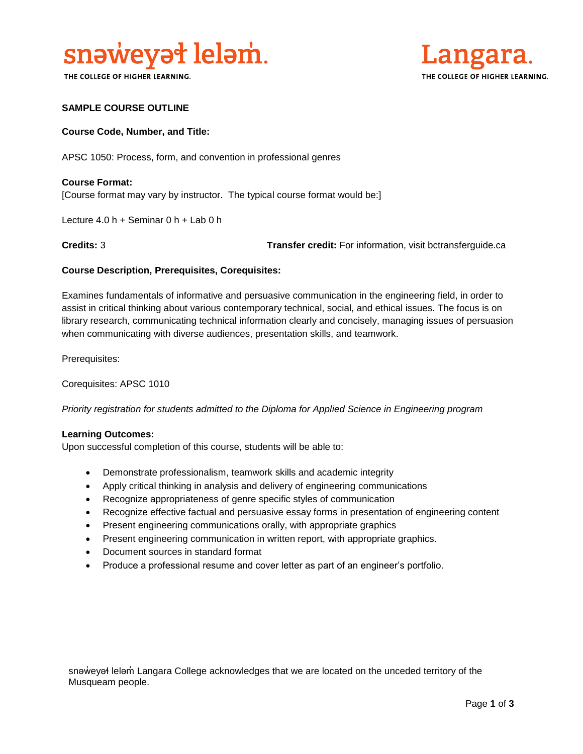**SAMPLE COURSE OUTLINE**

**Course Code, Number, and Title:**

APSC 1050: Process, form, and convention in professional genres

**Course Format:**
[Course format may vary by instructor. The typical course format would be:]

Lecture 4.0 h + Seminar 0 h + Lab 0 h

**Credits:** 3 **Transfer credit:** For information, visit bctransferguide.ca

**Course Description, Prerequisites, Corequisites:**

Examines fundamentals of informative and persuasive communication in the engineering field, in order to assist in critical thinking about various contemporary technical, social, and ethical issues. The focus is on library research, communicating technical information clearly and concisely, managing issues of persuasion when communicating with diverse audiences, presentation skills, and teamwork.

Prerequisites:

Corequisites: APSC 1010

*Priority registration for students admitted to the Diploma for Applied Science in Engineering program*

**Learning Outcomes:**
Upon successful completion of this course, students will be able to:

- Demonstrate professionalism, teamwork skills and academic integrity
- Apply critical thinking in analysis and delivery of engineering communications
- Recognize appropriateness of genre specific styles of communication
- Recognize effective factual and persuasive essay forms in presentation of engineering content
- Present engineering communications orally, with appropriate graphics
- Present engineering communication in written report, with appropriate graphics.
- Document sources in standard format
- Produce a professional resume and cover letter as part of an engineer's portfolio.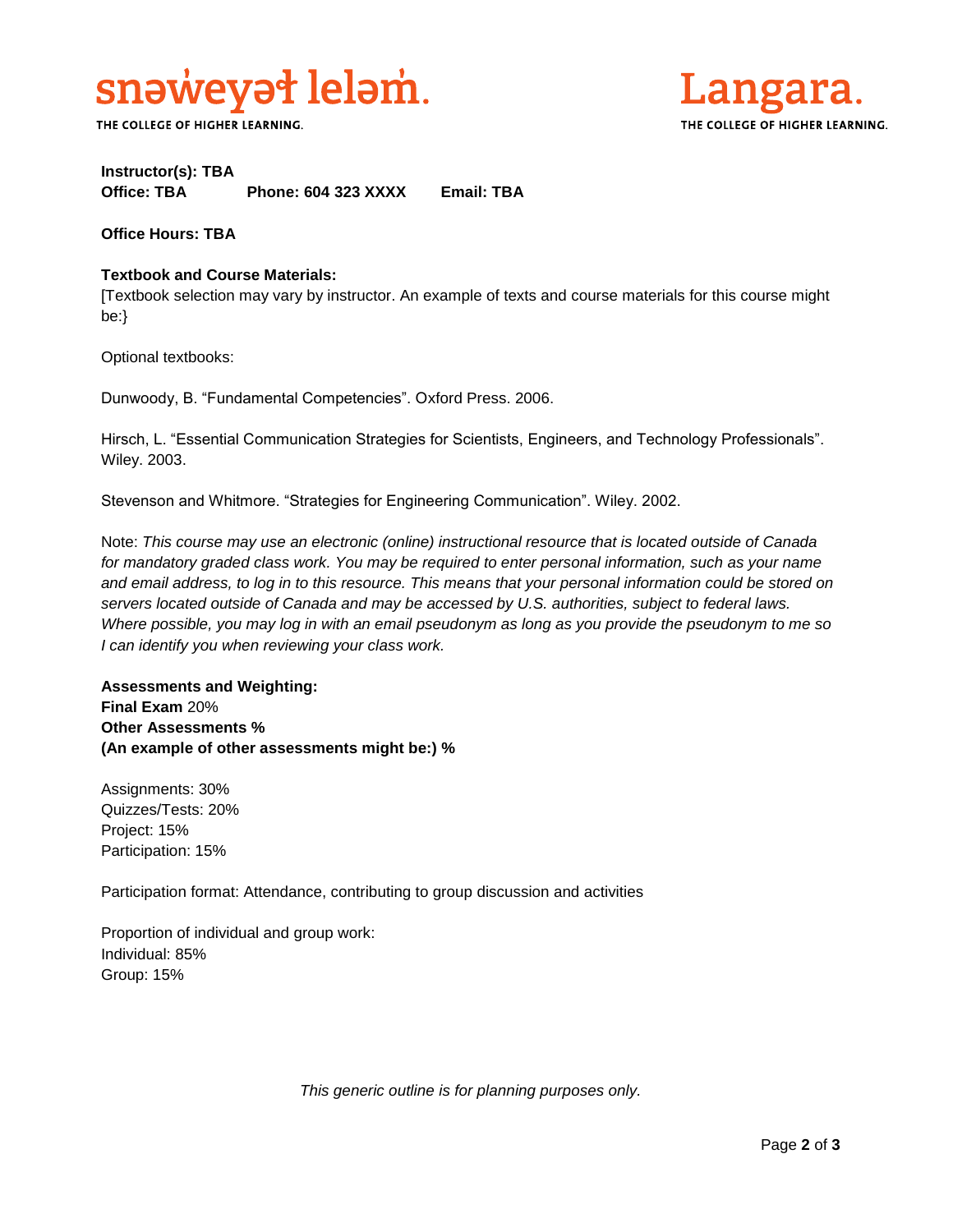**Instructor(s): TBA**
**Office: TBA** **Phone: 604 323 XXXX** **Email: TBA**

**Office Hours: TBA**

**Textbook and Course Materials:**
[Textbook selection may vary by instructor. An example of texts and course materials for this course might be:}

Optional textbooks:

Dunwoody, B. "Fundamental Competencies". Oxford Press. 2006.

Hirsch, L. "Essential Communication Strategies for Scientists, Engineers, and Technology Professionals". Wiley. 2003.

Stevenson and Whitmore. "Strategies for Engineering Communication". Wiley. 2002.

Note: *This course may use an electronic (online) instructional resource that is located outside of Canada for mandatory graded class work. You may be required to enter personal information, such as your name and email address, to log in to this resource. This means that your personal information could be stored on servers located outside of Canada and may be accessed by U.S. authorities, subject to federal laws. Where possible, you may log in with an email pseudonym as long as you provide the pseudonym to me so I can identify you when reviewing your class work.*

**Assessments and Weighting:**
**Final Exam** 20%
**Other Assessments %**
**(An example of other assessments might be:) %**

Assignments: 30%
Quizzes/Tests: 20%
Project: 15%
Participation: 15%

Participation format: Attendance, contributing to group discussion and activities

Proportion of individual and group work:
Individual: 85%
Group: 15%

*This generic outline is for planning purposes only.*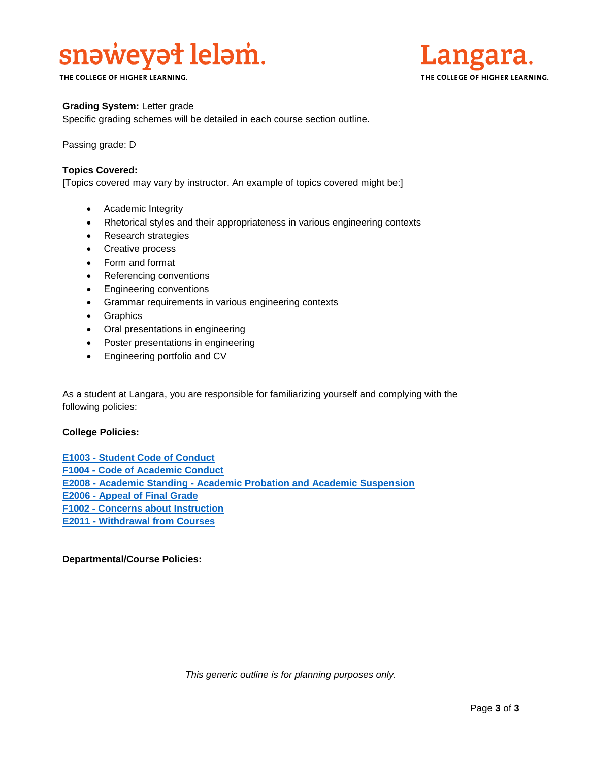**Grading System:** Letter grade
Specific grading schemes will be detailed in each course section outline.

Passing grade: D

**Topics Covered:**
[Topics covered may vary by instructor. An example of topics covered might be:]

- Academic Integrity
- Rhetorical styles and their appropriateness in various engineering contexts
- Research strategies
- Creative process
- Form and format
- Referencing conventions
- Engineering conventions
- Grammar requirements in various engineering contexts
- Graphics
- Oral presentations in engineering
- Poster presentations in engineering
- Engineering portfolio and CV

As a student at Langara, you are responsible for familiarizing yourself and complying with the following policies:

**College Policies:**

**E1003 - Student Code of Conduct**
**F1004 - Code of Academic Conduct**
**E2008 - Academic Standing - Academic Probation and Academic Suspension**
**E2006 - Appeal of Final Grade**
**F1002 - Concerns about Instruction**
**E2011 - Withdrawal from Courses**

**Departmental/Course Policies:**

*This generic outline is for planning purposes only.*